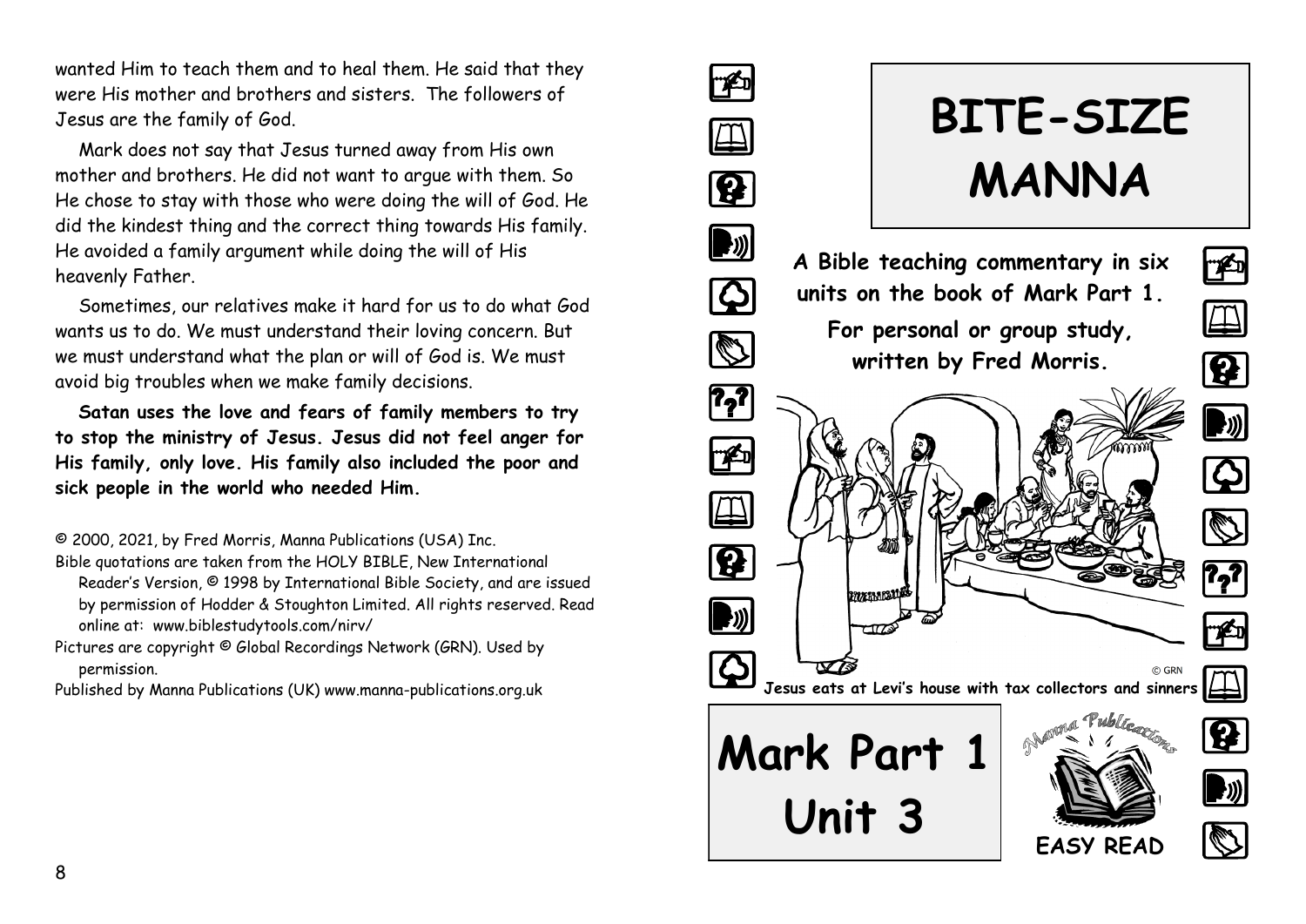wanted Him to teach them and to heal them. He said that they were His mother and brothers and sisters. The followers of Jesus are the family of God.

Mark does not say that Jesus turned away from His own mother and brothers. He did not want to argue with them. So He chose to stay with those who were doing the will of God. He did the kindest thing and the correct thing towards His family. He avoided a family argument while doing the will of His heavenly Father.

Sometimes, our relatives make it hard for us to do what God wants us to do. We must understand their loving concern. But we must understand what the plan or will of God is. We must avoid big troubles when we make family decisions.

**Satan uses the love and fears of family members to try to stop the ministry of Jesus. Jesus did not feel anger for His family, only love. His family also included the poor and sick people in the world who needed Him.**

© 2000, 2021, by Fred Morris, Manna Publications (USA) Inc.

Bible quotations are taken from the HOLY BIBLE, New International Reader's Version, © 1998 by International Bible Society, and are issued by permission of Hodder & Stoughton Limited. All rights reserved. Read online at: www.biblestudytools.com/nirv/

Pictures are copyright © Global Recordings Network (GRN). Used by permission.

Published by Manna Publications (UK) www.manna-publications.org.uk

# BITE-SIZE MANNA

**A Bible teaching commentary in six units on the book of Mark Part 1.**

**For personal or group study, written by Fred Morris.**

© GRN

**Jesus eats at Levi's house with tax collectors and sinners**

# Mark Part 1 Unit 3

Manna Publications

**EASY READ**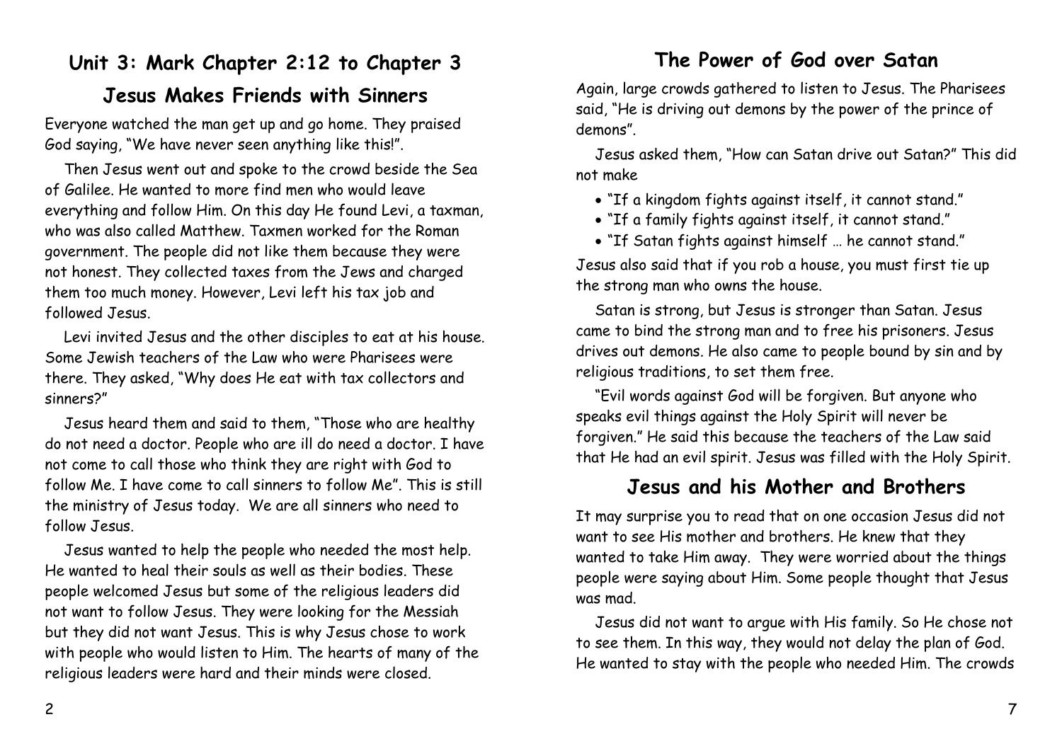## Unit 3: Mark Chapter 2:12 to Chapter 3

### Jesus Makes Friends with Sinners

Everyone watched the man get up and go home. They praised God saying, "We have never seen anything like this!".

Then Jesus went out and spoke to the crowd beside the Sea of Galilee. He wanted to more find men who would leave everything and follow Him. On this day He found Levi, a taxman, who was also called Matthew. Taxmen worked for the Roman government. The people did not like them because they were not honest. They collected taxes from the Jews and charged them too much money. However, Levi left his tax job and followed Jesus.

Levi invited Jesus and the other disciples to eat at his house. Some Jewish teachers of the Law who were Pharisees were there. They asked, "Why does He eat with tax collectors and sinners?"

Jesus heard them and said to them, "Those who are healthy do not need a doctor. People who are ill do need a doctor. I have not come to call those who think they are right with God to follow Me. I have come to call sinners to follow Me". This is still the ministry of Jesus today. We are all sinners who need to follow Jesus.

Jesus wanted to help the people who needed the most help. He wanted to heal their souls as well as their bodies. These people welcomed Jesus but some of the religious leaders did not want to follow Jesus. They were looking for the Messiah but they did not want Jesus. This is why Jesus chose to work with people who would listen to Him. The hearts of many of the religious leaders were hard and their minds were closed.

### The Power of God over Satan

Again, large crowds gathered to listen to Jesus. The Pharisees said, "He is driving out demons by the power of the prince of demons".

Jesus asked them, "How can Satan drive out Satan?" This did not make

- "If a kingdom fights against itself, it cannot stand."
- "If a family fights against itself, it cannot stand."
- "If Satan fights against himself … he cannot stand."

Jesus also said that if you rob a house, you must first tie up the strong man who owns the house.

Satan is strong, but Jesus is stronger than Satan. Jesus came to bind the strong man and to free his prisoners. Jesus drives out demons. He also came to people bound by sin and by religious traditions, to set them free.

"Evil words against God will be forgiven. But anyone who speaks evil things against the Holy Spirit will never be forgiven." He said this because the teachers of the Law said that He had an evil spirit. Jesus was filled with the Holy Spirit.

### Jesus and his Mother and Brothers

It may surprise you to read that on one occasion Jesus did not want to see His mother and brothers. He knew that they wanted to take Him away. They were worried about the things people were saying about Him. Some people thought that Jesus was mad.

Jesus did not want to argue with His family. So He chose not to see them. In this way, they would not delay the plan of God. He wanted to stay with the people who needed Him. The crowds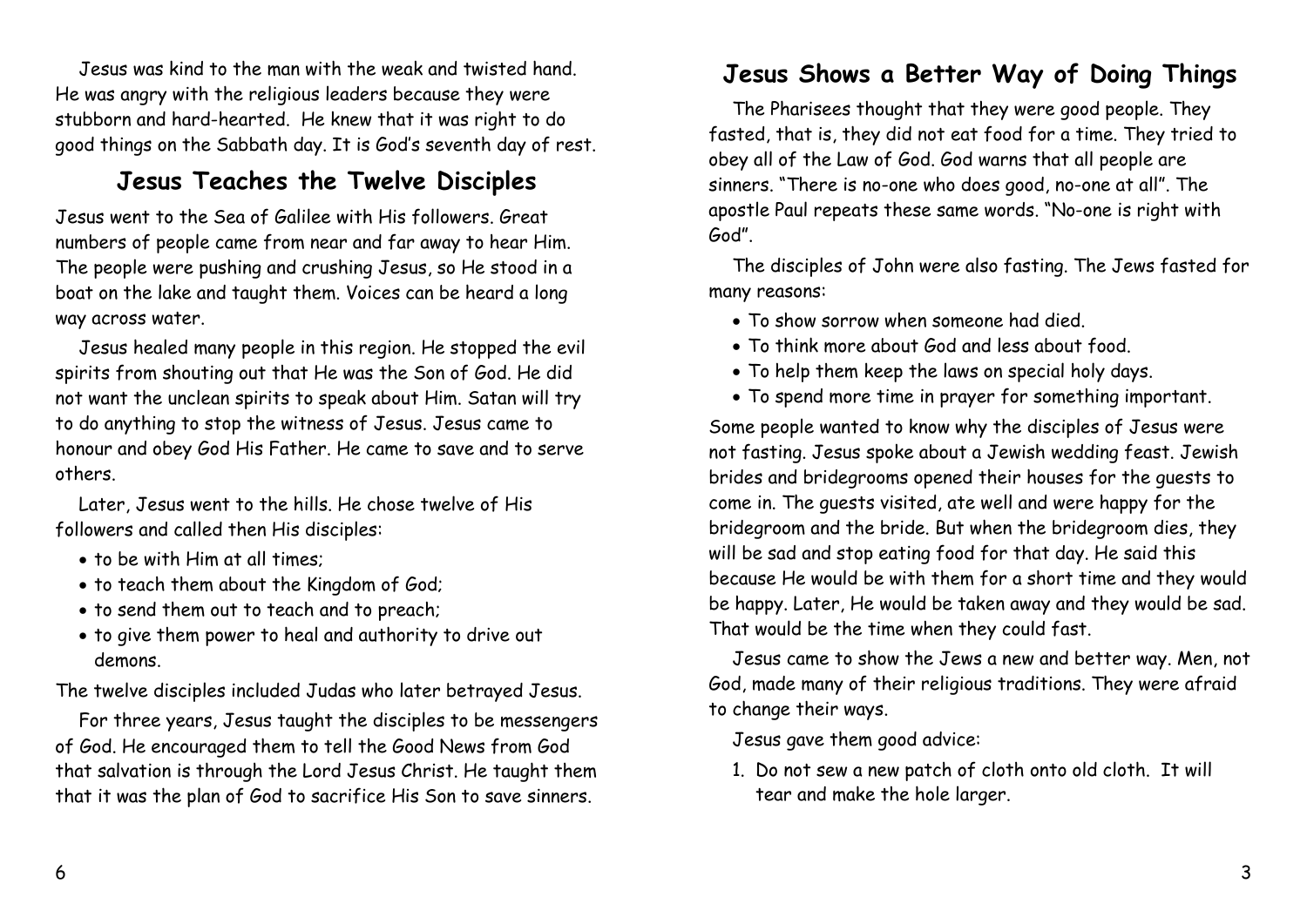Jesus was kind to the man with the weak and twisted hand. He was angry with the religious leaders because they were stubborn and hard-hearted. He knew that it was right to do good things on the Sabbath day. It is God's seventh day of rest.

## Jesus Teaches the Twelve Disciples

Jesus went to the Sea of Galilee with His followers. Great numbers of people came from near and far away to hear Him. The people were pushing and crushing Jesus, so He stood in a boat on the lake and taught them. Voices can be heard a long way across water.

Jesus healed many people in this region. He stopped the evil spirits from shouting out that He was the Son of God. He did not want the unclean spirits to speak about Him. Satan will try to do anything to stop the witness of Jesus. Jesus came to honour and obey God His Father. He came to save and to serve others.

Later, Jesus went to the hills. He chose twelve of His followers and called then His disciples:

- to be with Him at all times;
- to teach them about the Kingdom of God;
- to send them out to teach and to preach;
- to give them power to heal and authority to drive out demons.

The twelve disciples included Judas who later betrayed Jesus.

For three years, Jesus taught the disciples to be messengers of God. He encouraged them to tell the Good News from God that salvation is through the Lord Jesus Christ. He taught them that it was the plan of God to sacrifice His Son to save sinners.

## Jesus Shows a Better Way of Doing Things

The Pharisees thought that they were good people. They fasted, that is, they did not eat food for a time. They tried to obey all of the Law of God. God warns that all people are sinners. "There is no-one who does good, no-one at all". The apostle Paul repeats these same words. "No-one is right with God".

The disciples of John were also fasting. The Jews fasted for many reasons:

- To show sorrow when someone had died.
- To think more about God and less about food.
- To help them keep the laws on special holy days.
- To spend more time in prayer for something important.

Some people wanted to know why the disciples of Jesus were not fasting. Jesus spoke about a Jewish wedding feast. Jewish brides and bridegrooms opened their houses for the guests to come in. The guests visited, ate well and were happy for the bridegroom and the bride. But when the bridegroom dies, they will be sad and stop eating food for that day. He said this because He would be with them for a short time and they would be happy. Later, He would be taken away and they would be sad. That would be the time when they could fast.

Jesus came to show the Jews a new and better way. Men, not God, made many of their religious traditions. They were afraid to change their ways.

Jesus gave them good advice:

1. Do not sew a new patch of cloth onto old cloth. It will tear and make the hole larger.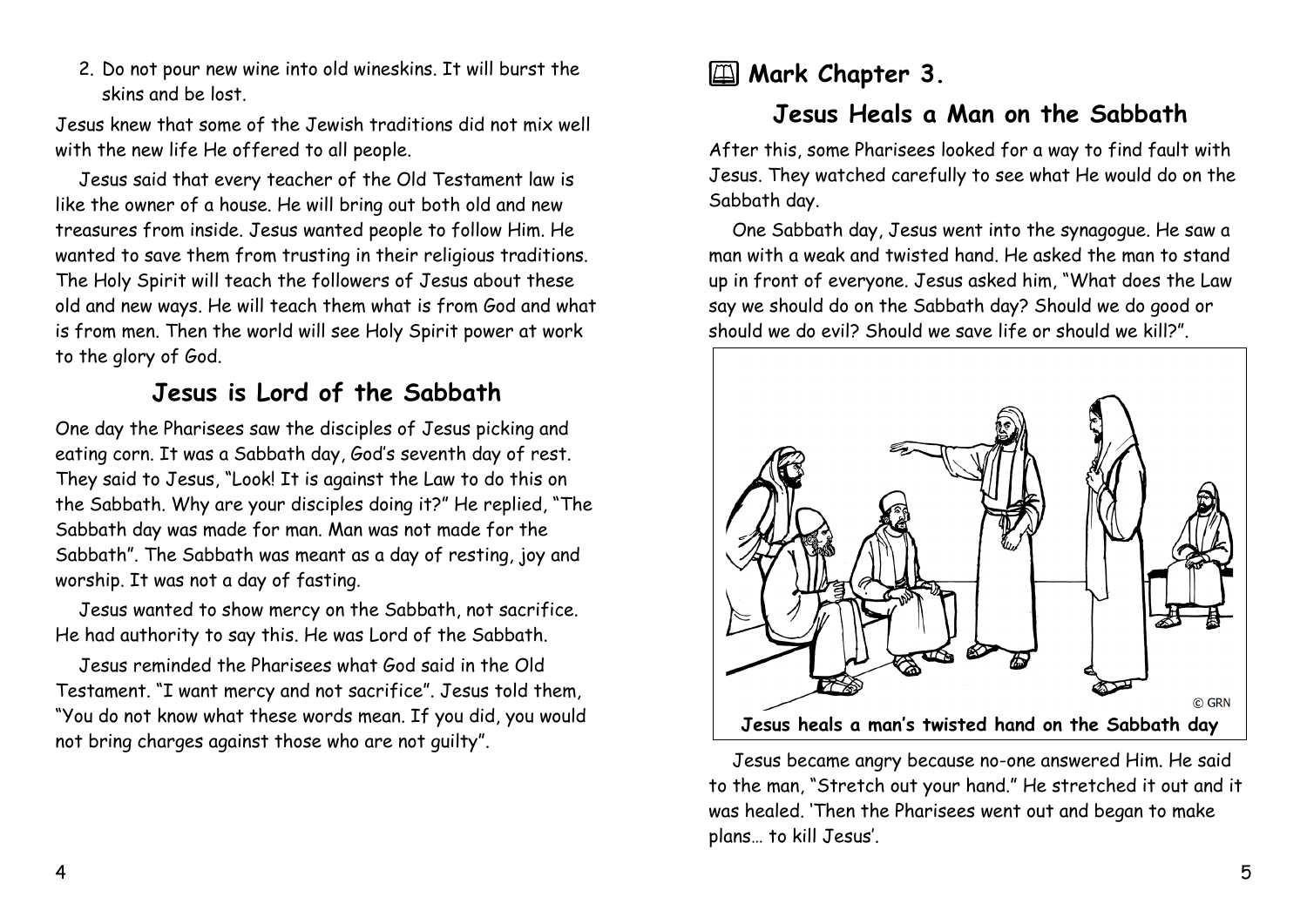2. Do not pour new wine into old wineskins. It will burst the skins and be lost.

Jesus knew that some of the Jewish traditions did not mix well with the new life He offered to all people.

Jesus said that every teacher of the Old Testament law is like the owner of a house. He will bring out both old and new treasures from inside. Jesus wanted people to follow Him. He wanted to save them from trusting in their religious traditions. The Holy Spirit will teach the followers of Jesus about these old and new ways. He will teach them what is from God and what is from men. Then the world will see Holy Spirit power at work to the glory of God.

## Jesus is Lord of the Sabbath

One day the Pharisees saw the disciples of Jesus picking and eating corn. It was a Sabbath day, God's seventh day of rest. They said to Jesus, "Look! It is against the Law to do this on the Sabbath. Why are your disciples doing it?" He replied, "The Sabbath day was made for man. Man was not made for the Sabbath". The Sabbath was meant as a day of resting, joy and worship. It was not a day of fasting.

Jesus wanted to show mercy on the Sabbath, not sacrifice. He had authority to say this. He was Lord of the Sabbath.

Jesus reminded the Pharisees what God said in the Old Testament. "I want mercy and not sacrifice". Jesus told them, "You do not know what these words mean. If you did, you would not bring charges against those who are not guilty".

# Mark Chapter 3.

## Jesus Heals a Man on the Sabbath

After this, some Pharisees looked for a way to find fault with Jesus. They watched carefully to see what He would do on the Sabbath day.

One Sabbath day, Jesus went into the synagogue. He saw a man with a weak and twisted hand. He asked the man to stand up in front of everyone. Jesus asked him, "What does the Law say we should do on the Sabbath day? Should we do good or should we do evil? Should we save life or should we kill?".

© GRN

**Jesus heals a man's twisted hand on the Sabbath day**

Jesus became angry because no-one answered Him. He said to the man, "Stretch out your hand." He stretched it out and it was healed. 'Then the Pharisees went out and began to make plans… to kill Jesus'.